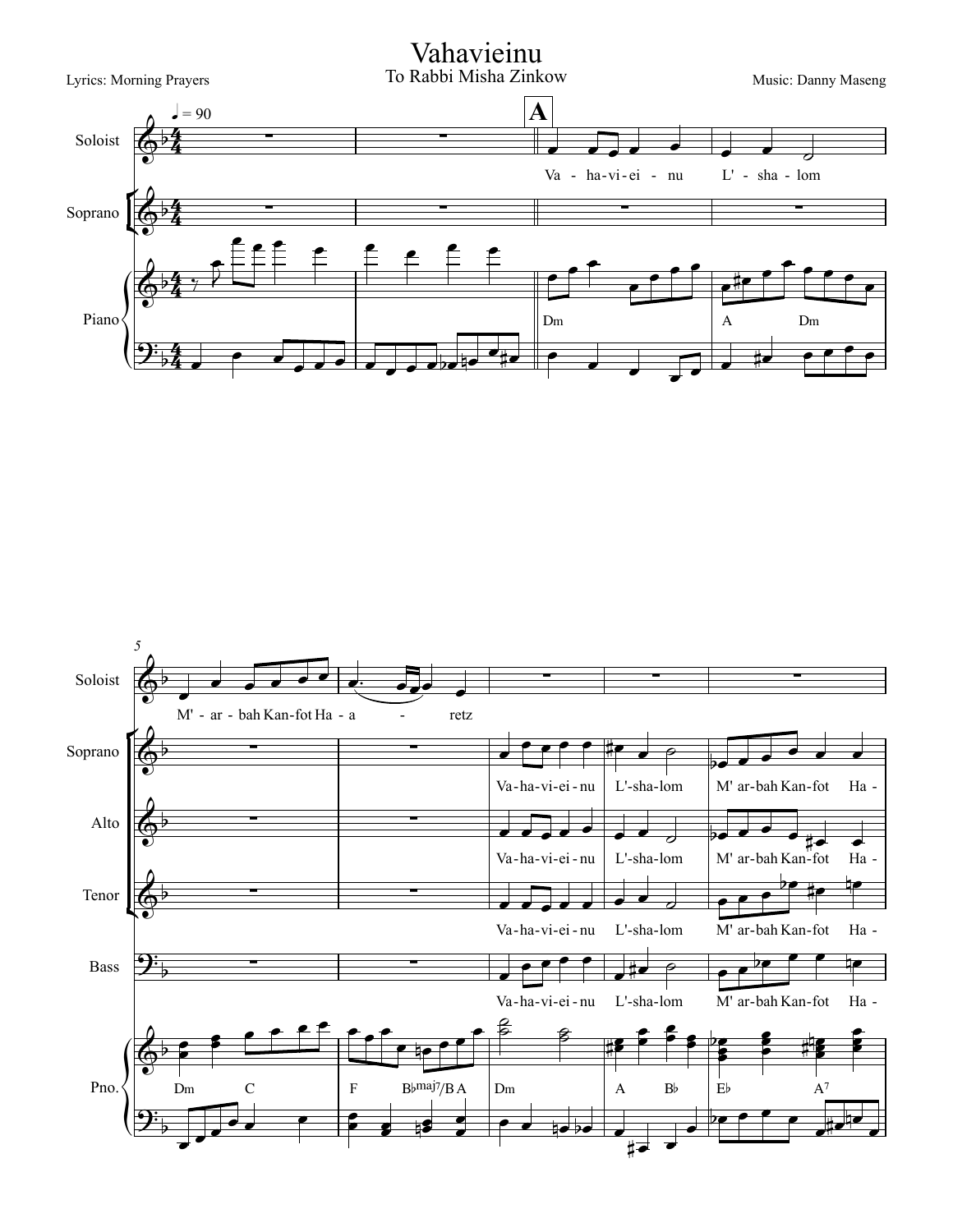# Vahavieinu

To Rabbi Misha Zinkow

Lyrics: Morning Prayers

Music: Danny Maseng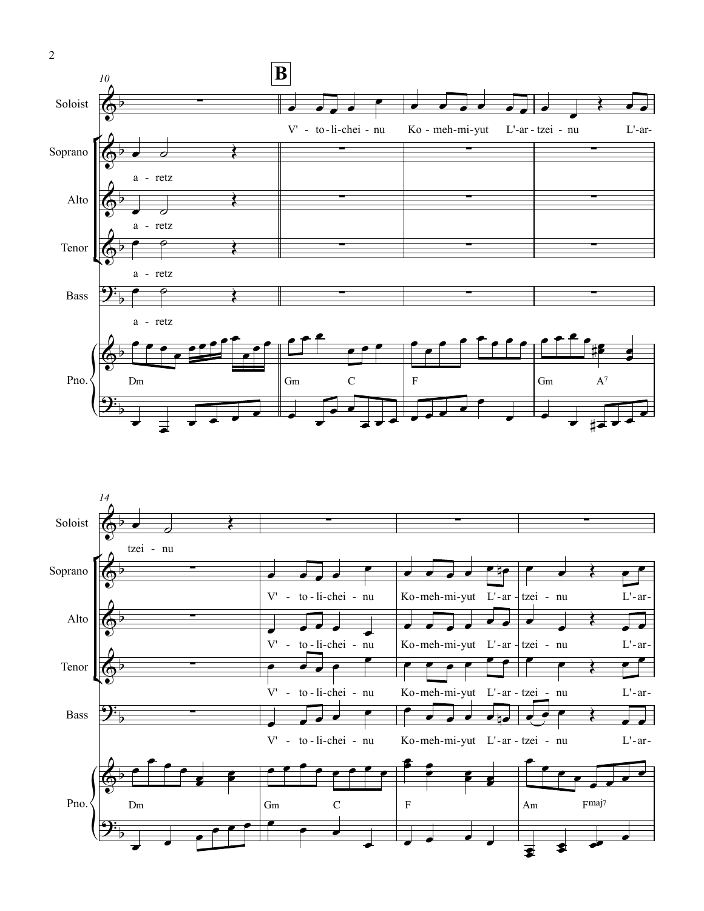**B**

Soloist: V' - to - li - chei - nu Ko - meh - mi - yut L'-ar - tzei - nu L'-ar- tzei - nu

Soprano: a - retz

Alto: a - retz

Tenor: a - retz

Bass: a - retz

Pno.: Dm | Gm C | F | Gm A7

Soprano: V' - to - li - chei - nu Ko - meh - mi - yut L'-ar - tzei - nu L'-ar-

Alto: V' - to - li - chei - nu Ko - meh - mi - yut L'-ar - tzei - nu L'-ar-

Tenor: V' - to - li - chei - nu Ko - meh - mi - yut L'-ar - tzei - nu L'-ar-

Bass: V' - to - li - chei - nu Ko - meh - mi - yut L'-ar - tzei - nu L'-ar-

Pno.: Dm | Gm C | F | Am Fmaj7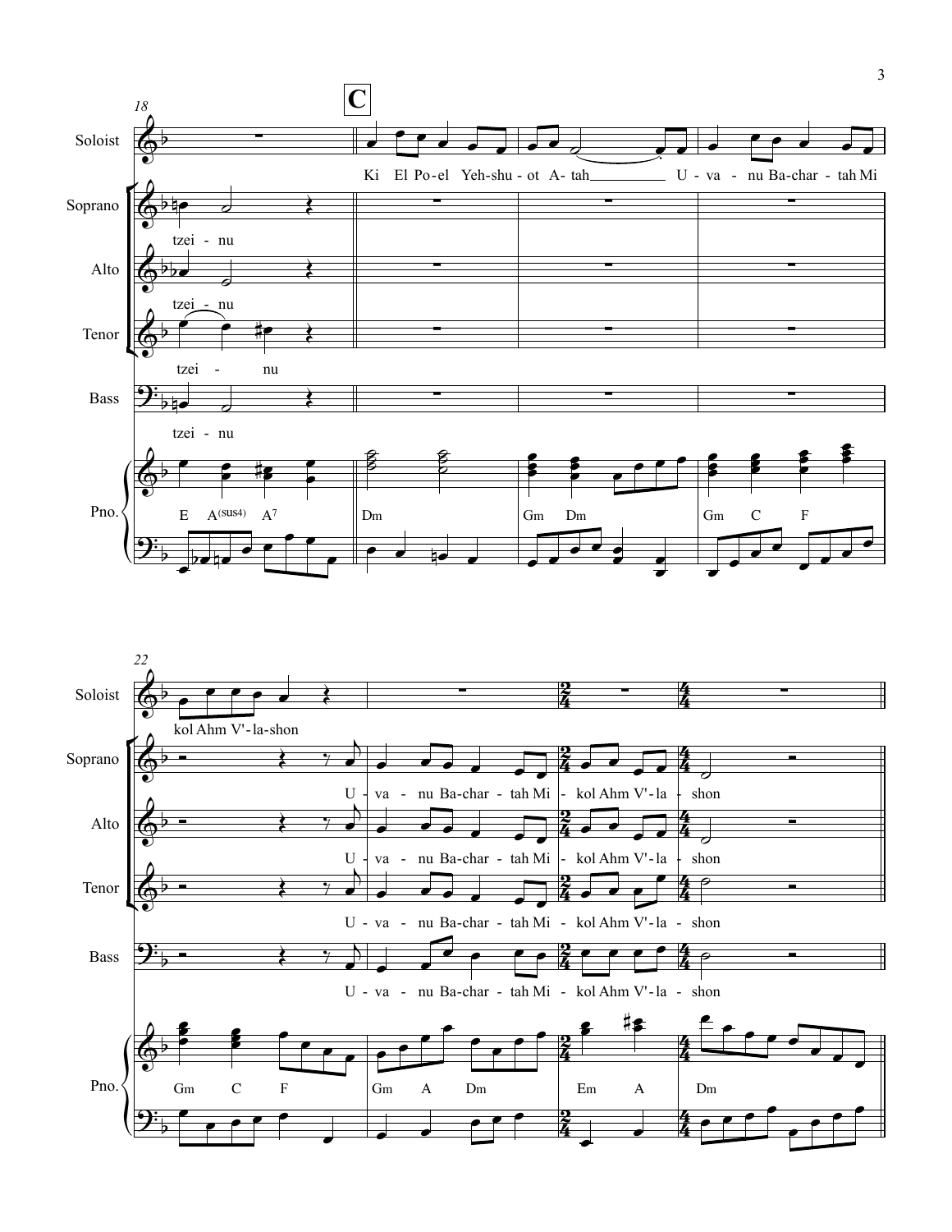18

**C**

Soloist: Ki El Po-el Yeh-shu-ot A-tah U-va-nu Ba-char-tah Mi

Soprano: tzei - nu

Alto: tzei - nu

Tenor: tzei - nu

Bass: tzei - nu

Pno.: E A(sus4) A7 | Dm | Gm Dm | Gm C F

22

Soloist: kol Ahm V'-la-shon

Soprano: U - va - nu Ba-char - tah Mi - kol Ahm V'-la - shon

Alto: U - va - nu Ba-char - tah Mi - kol Ahm V'-la - shon

Tenor: U - va - nu Ba-char - tah Mi - kol Ahm V'-la - shon

Bass: U - va - nu Ba-char - tah Mi - kol Ahm V'-la - shon

Pno.: Gm C F | Gm A Dm | Em A | Dm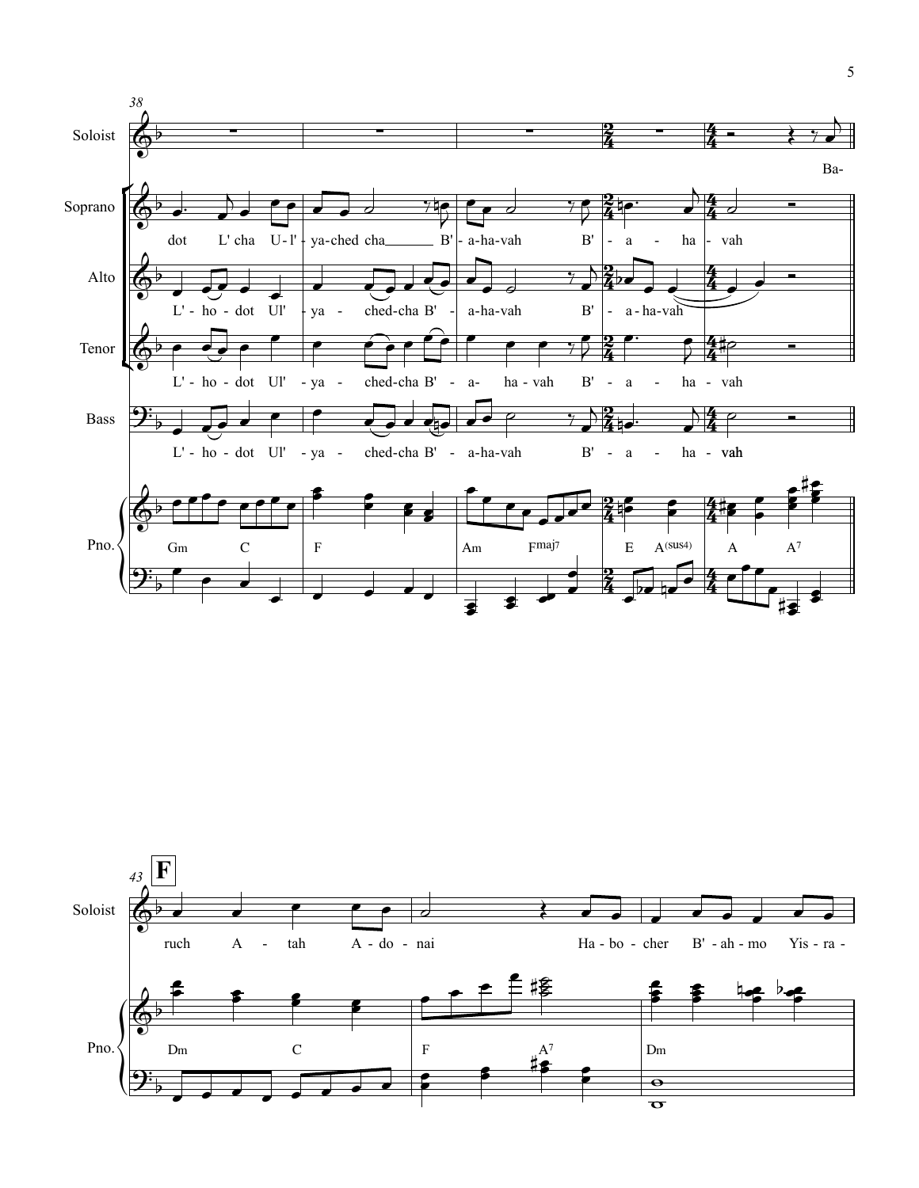38

Soloist

Ba-

Soprano

dot L' cha U-l' - ya-ched cha B' - a-ha-vah B' - a - ha - vah

Alto

L' - ho - dot Ul' - ya - ched-cha B' - a-ha-vah B' - a-ha-vah

Tenor

L' - ho - dot Ul' - ya - ched-cha B' - a- ha-vah B' - a - ha - vah

Bass

L' - ho - dot Ul' - ya - ched-cha B' - a-ha-vah B' - a - ha - vah

Pno.

Gm C F Am Fmaj7 E A(sus4) A A7

43 **F**

Soloist

ruch A - tah A - do - nai Ha - bo - cher B' - ah - mo Yis - ra -

Pno.

Dm C F A7 Dm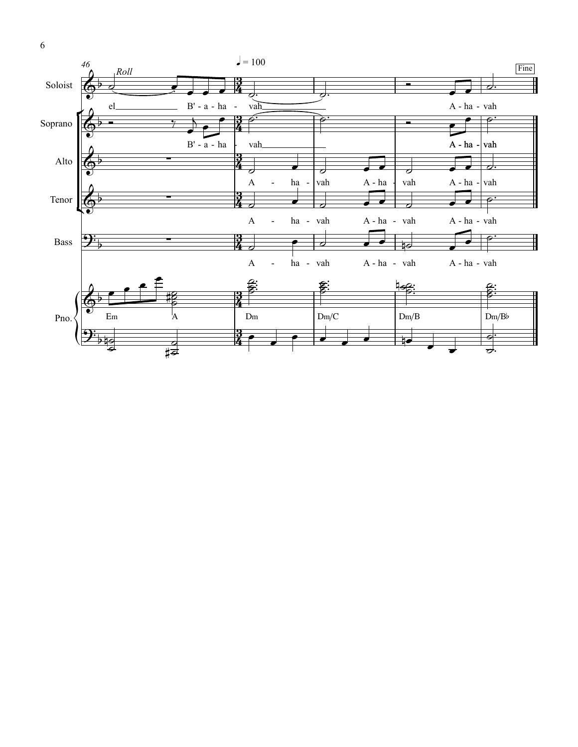46

*Roll*

♩ = 100

Fine

**Soloist:** el B' - a - ha - vah A - ha - vah

**Soprano:** B' - a - ha - vah A - ha - vah

**Alto:** A - ha - vah A - ha - vah A - ha - vah

**Tenor:** A - ha - vah A - ha - vah A - ha - vah

**Bass:** A - ha - vah A - ha - vah A - ha - vah

**Pno.:** Em A Dm Dm/C Dm/B Dm/B♭